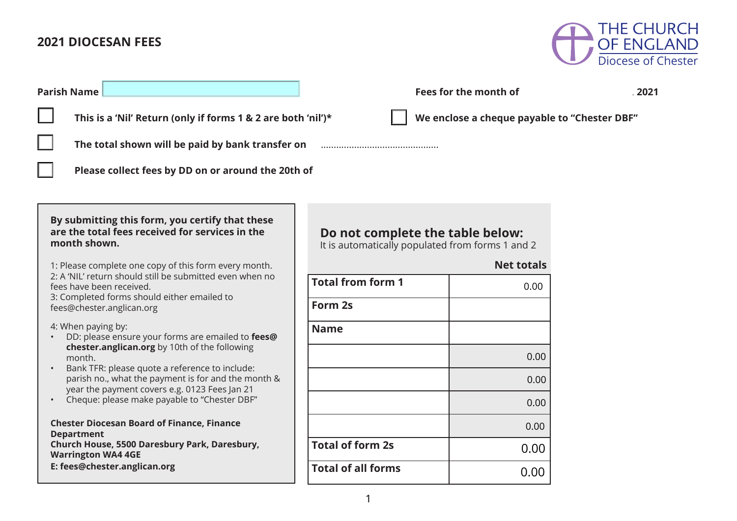# 2021 DIOCESAN FEES

THE CHURCH OF ENGLAND
Diocese of Chester

**Parish Name** ______________________

**Fees for the month of** ______________ **2021**

☐ **This is a 'Nil' Return (only if forms 1 & 2 are both 'nil')***

☐ **We enclose a cheque payable to "Chester DBF"**

☐ **The total shown will be paid by bank transfer on** .............................................

☐ **Please collect fees by DD on or around the 20th of**

**By submitting this form, you certify that these are the total fees received for services in the month shown.**

1: Please complete one copy of this form every month.
2: A 'NIL' return should still be submitted even when no fees have been received.
3: Completed forms should either emailed to fees@chester.anglican.org

4: When paying by:

- DD: please ensure your forms are emailed to **fees@chester.anglican.org** by 10th of the following month.
- Bank TFR: please quote a reference to include: parish no., what the payment is for and the month & year the payment covers e.g. 0123 Fees Jan 21
- Cheque: please make payable to "Chester DBF"

**Chester Diocesan Board of Finance, Finance Department**
**Church House, 5500 Daresbury Park, Daresbury, Warrington WA4 4GE**
**E: fees@chester.anglican.org**

## Do not complete the table below:

It is automatically populated from forms 1 and 2

| | **Net totals** |
|---|---|
| **Total from form 1** | 0.00 |
| **Form 2s** | |
| **Name** | |
| | 0.00 |
| | 0.00 |
| | 0.00 |
| | 0.00 |
| **Total of form 2s** | 0.00 |
| **Total of all forms** | 0.00 |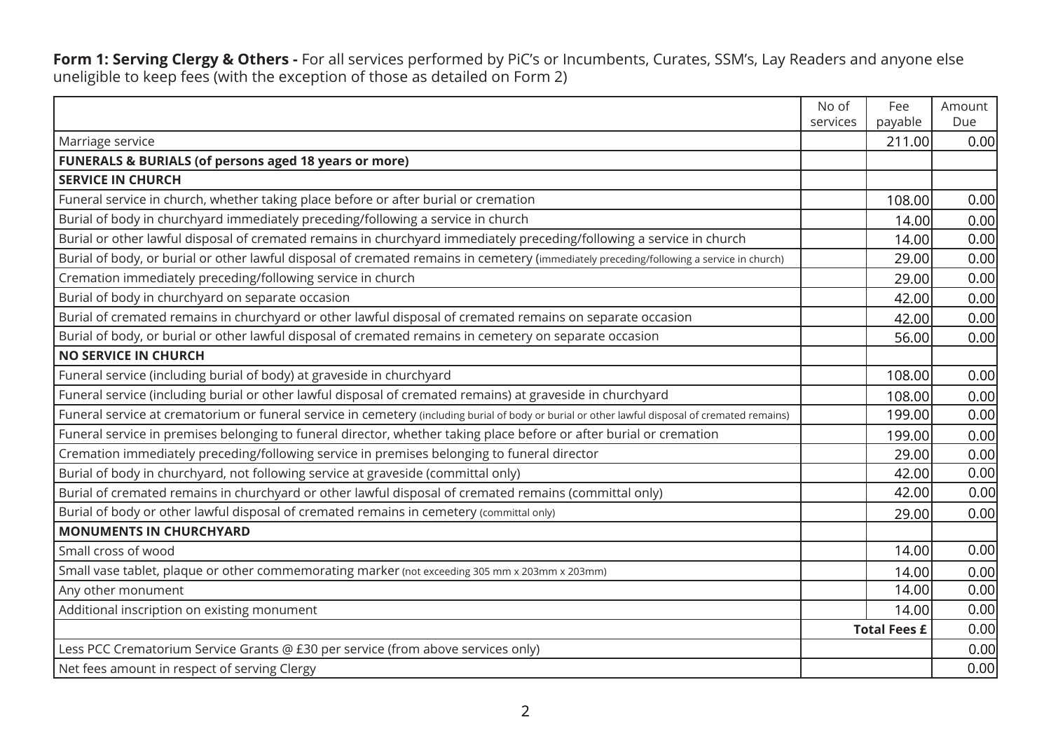**Form 1: Serving Clergy & Others -** For all services performed by PiC's or Incumbents, Curates, SSM's, Lay Readers and anyone else uneligible to keep fees (with the exception of those as detailed on Form 2)

| | No of services | Fee payable | Amount Due |
|---|---|---|---|
| Marriage service | | 211.00 | 0.00 |
| **FUNERALS & BURIALS (of persons aged 18 years or more)** | | | |
| **SERVICE IN CHURCH** | | | |
| Funeral service in church, whether taking place before or after burial or cremation | | 108.00 | 0.00 |
| Burial of body in churchyard immediately preceding/following a service in church | | 14.00 | 0.00 |
| Burial or other lawful disposal of cremated remains in churchyard immediately preceding/following a service in church | | 14.00 | 0.00 |
| Burial of body, or burial or other lawful disposal of cremated remains in cemetery (immediately preceding/following a service in church) | | 29.00 | 0.00 |
| Cremation immediately preceding/following service in church | | 29.00 | 0.00 |
| Burial of body in churchyard on separate occasion | | 42.00 | 0.00 |
| Burial of cremated remains in churchyard or other lawful disposal of cremated remains on separate occasion | | 42.00 | 0.00 |
| Burial of body, or burial or other lawful disposal of cremated remains in cemetery on separate occasion | | 56.00 | 0.00 |
| **NO SERVICE IN CHURCH** | | | |
| Funeral service (including burial of body) at graveside in churchyard | | 108.00 | 0.00 |
| Funeral service (including burial or other lawful disposal of cremated remains) at graveside in churchyard | | 108.00 | 0.00 |
| Funeral service at crematorium or funeral service in cemetery (including burial of body or burial or other lawful disposal of cremated remains) | | 199.00 | 0.00 |
| Funeral service in premises belonging to funeral director, whether taking place before or after burial or cremation | | 199.00 | 0.00 |
| Cremation immediately preceding/following service in premises belonging to funeral director | | 29.00 | 0.00 |
| Burial of body in churchyard, not following service at graveside (committal only) | | 42.00 | 0.00 |
| Burial of cremated remains in churchyard or other lawful disposal of cremated remains (committal only) | | 42.00 | 0.00 |
| Burial of body or other lawful disposal of cremated remains in cemetery (committal only) | | 29.00 | 0.00 |
| **MONUMENTS IN CHURCHYARD** | | | |
| Small cross of wood | | 14.00 | 0.00 |
| Small vase tablet, plaque or other commemorating marker (not exceeding 305 mm x 203mm x 203mm) | | 14.00 | 0.00 |
| Any other monument | | 14.00 | 0.00 |
| Additional inscription on existing monument | | 14.00 | 0.00 |
| | | **Total Fees £** | 0.00 |
| Less PCC Crematorium Service Grants @ £30 per service (from above services only) | | | 0.00 |
| Net fees amount in respect of serving Clergy | | | 0.00 |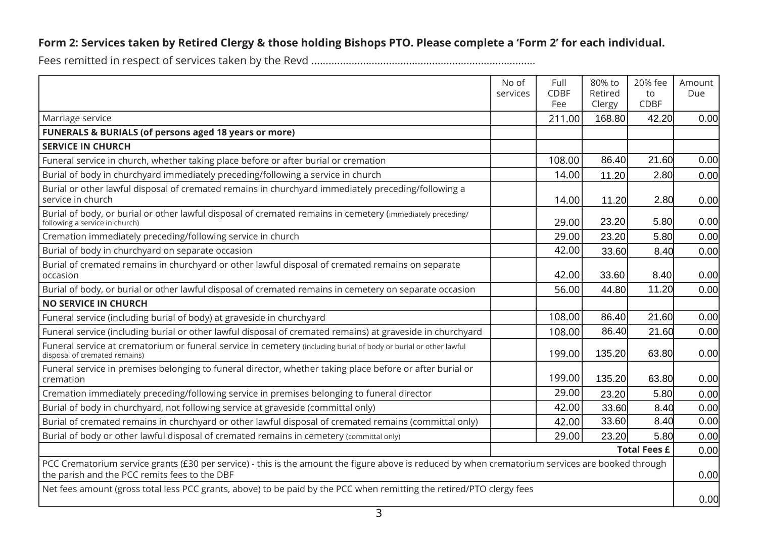**Form 2: Services taken by Retired Clergy & those holding Bishops PTO. Please complete a 'Form 2' for each individual.**

Fees remitted in respect of services taken by the Revd ..............................................................................

| | No of services | Full CDBF Fee | 80% to Retired Clergy | 20% fee to CDBF | Amount Due |
|---|---|---|---|---|---|
| Marriage service | | 211.00 | 168.80 | 42.20 | 0.00 |
| **FUNERALS & BURIALS (of persons aged 18 years or more)** | | | | | |
| **SERVICE IN CHURCH** | | | | | |
| Funeral service in church, whether taking place before or after burial or cremation | | 108.00 | 86.40 | 21.60 | 0.00 |
| Burial of body in churchyard immediately preceding/following a service in church | | 14.00 | 11.20 | 2.80 | 0.00 |
| Burial or other lawful disposal of cremated remains in churchyard immediately preceding/following a service in church | | 14.00 | 11.20 | 2.80 | 0.00 |
| Burial of body, or burial or other lawful disposal of cremated remains in cemetery (immediately preceding/following a service in church) | | 29.00 | 23.20 | 5.80 | 0.00 |
| Cremation immediately preceding/following service in church | | 29.00 | 23.20 | 5.80 | 0.00 |
| Burial of body in churchyard on separate occasion | | 42.00 | 33.60 | 8.40 | 0.00 |
| Burial of cremated remains in churchyard or other lawful disposal of cremated remains on separate occasion | | 42.00 | 33.60 | 8.40 | 0.00 |
| Burial of body, or burial or other lawful disposal of cremated remains in cemetery on separate occasion | | 56.00 | 44.80 | 11.20 | 0.00 |
| **NO SERVICE IN CHURCH** | | | | | |
| Funeral service (including burial of body) at graveside in churchyard | | 108.00 | 86.40 | 21.60 | 0.00 |
| Funeral service (including burial or other lawful disposal of cremated remains) at graveside in churchyard | | 108.00 | 86.40 | 21.60 | 0.00 |
| Funeral service at crematorium or funeral service in cemetery (including burial of body or burial or other lawful disposal of cremated remains) | | 199.00 | 135.20 | 63.80 | 0.00 |
| Funeral service in premises belonging to funeral director, whether taking place before or after burial or cremation | | 199.00 | 135.20 | 63.80 | 0.00 |
| Cremation immediately preceding/following service in premises belonging to funeral director | | 29.00 | 23.20 | 5.80 | 0.00 |
| Burial of body in churchyard, not following service at graveside (committal only) | | 42.00 | 33.60 | 8.40 | 0.00 |
| Burial of cremated remains in churchyard or other lawful disposal of cremated remains (committal only) | | 42.00 | 33.60 | 8.40 | 0.00 |
| Burial of body or other lawful disposal of cremated remains in cemetery (committal only) | | 29.00 | 23.20 | 5.80 | 0.00 |
| | | | | **Total Fees £** | 0.00 |
| PCC Crematorium service grants (£30 per service) - this is the amount the figure above is reduced by when crematorium services are booked through the parish and the PCC remits fees to the DBF | | | | | 0.00 |
| Net fees amount (gross total less PCC grants, above) to be paid by the PCC when remitting the retired/PTO clergy fees | | | | | 0.00 |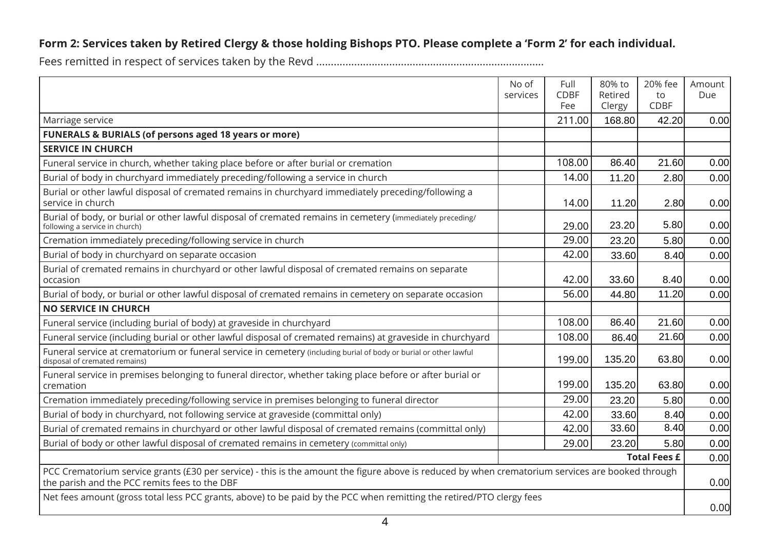**Form 2: Services taken by Retired Clergy & those holding Bishops PTO. Please complete a 'Form 2' for each individual.**

Fees remitted in respect of services taken by the Revd .............................................................................

| | No of services | Full CDBF Fee | 80% to Retired Clergy | 20% fee to CDBF | Amount Due |
|---|---|---|---|---|---|
| Marriage service | | 211.00 | 168.80 | 42.20 | 0.00 |
| **FUNERALS & BURIALS (of persons aged 18 years or more)** | | | | | |
| **SERVICE IN CHURCH** | | | | | |
| Funeral service in church, whether taking place before or after burial or cremation | | 108.00 | 86.40 | 21.60 | 0.00 |
| Burial of body in churchyard immediately preceding/following a service in church | | 14.00 | 11.20 | 2.80 | 0.00 |
| Burial or other lawful disposal of cremated remains in churchyard immediately preceding/following a service in church | | 14.00 | 11.20 | 2.80 | 0.00 |
| Burial of body, or burial or other lawful disposal of cremated remains in cemetery (immediately preceding/following a service in church) | | 29.00 | 23.20 | 5.80 | 0.00 |
| Cremation immediately preceding/following service in church | | 29.00 | 23.20 | 5.80 | 0.00 |
| Burial of body in churchyard on separate occasion | | 42.00 | 33.60 | 8.40 | 0.00 |
| Burial of cremated remains in churchyard or other lawful disposal of cremated remains on separate occasion | | 42.00 | 33.60 | 8.40 | 0.00 |
| Burial of body, or burial or other lawful disposal of cremated remains in cemetery on separate occasion | | 56.00 | 44.80 | 11.20 | 0.00 |
| **NO SERVICE IN CHURCH** | | | | | |
| Funeral service (including burial of body) at graveside in churchyard | | 108.00 | 86.40 | 21.60 | 0.00 |
| Funeral service (including burial or other lawful disposal of cremated remains) at graveside in churchyard | | 108.00 | 86.40 | 21.60 | 0.00 |
| Funeral service at crematorium or funeral service in cemetery (including burial of body or burial or other lawful disposal of cremated remains) | | 199.00 | 135.20 | 63.80 | 0.00 |
| Funeral service in premises belonging to funeral director, whether taking place before or after burial or cremation | | 199.00 | 135.20 | 63.80 | 0.00 |
| Cremation immediately preceding/following service in premises belonging to funeral director | | 29.00 | 23.20 | 5.80 | 0.00 |
| Burial of body in churchyard, not following service at graveside (committal only) | | 42.00 | 33.60 | 8.40 | 0.00 |
| Burial of cremated remains in churchyard or other lawful disposal of cremated remains (committal only) | | 42.00 | 33.60 | 8.40 | 0.00 |
| Burial of body or other lawful disposal of cremated remains in cemetery (committal only) | | 29.00 | 23.20 | 5.80 | 0.00 |
| | | | | **Total Fees £** | 0.00 |
| PCC Crematorium service grants (£30 per service) - this is the amount the figure above is reduced by when crematorium services are booked through the parish and the PCC remits fees to the DBF | | | | | 0.00 |
| Net fees amount (gross total less PCC grants, above) to be paid by the PCC when remitting the retired/PTO clergy fees | | | | | 0.00 |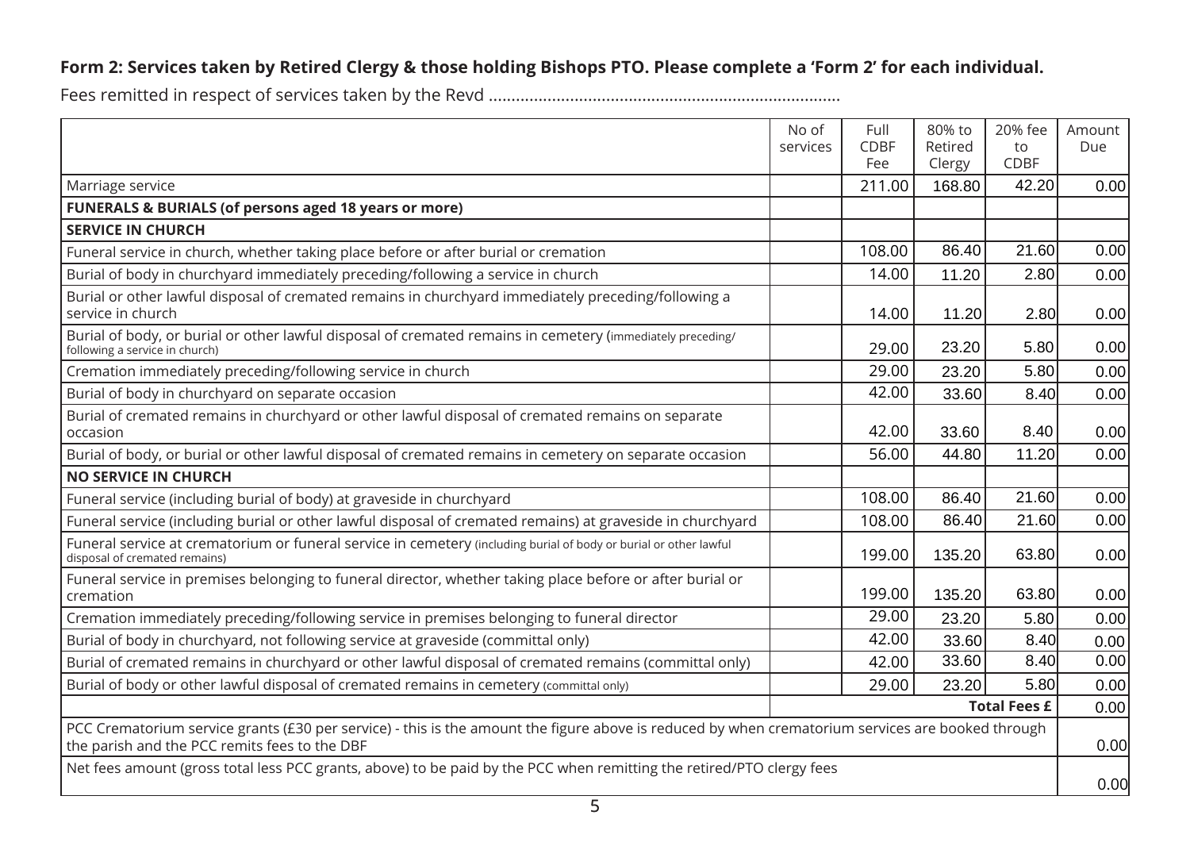**Form 2: Services taken by Retired Clergy & those holding Bishops PTO. Please complete a 'Form 2' for each individual.**

Fees remitted in respect of services taken by the Revd ……………………………………………………………………

| | No of services | Full CDBF Fee | 80% to Retired Clergy | 20% fee to CDBF | Amount Due |
|---|---|---|---|---|---|
| Marriage service | | 211.00 | 168.80 | 42.20 | 0.00 |
| **FUNERALS & BURIALS (of persons aged 18 years or more)** | | | | | |
| **SERVICE IN CHURCH** | | | | | |
| Funeral service in church, whether taking place before or after burial or cremation | | 108.00 | 86.40 | 21.60 | 0.00 |
| Burial of body in churchyard immediately preceding/following a service in church | | 14.00 | 11.20 | 2.80 | 0.00 |
| Burial or other lawful disposal of cremated remains in churchyard immediately preceding/following a service in church | | 14.00 | 11.20 | 2.80 | 0.00 |
| Burial of body, or burial or other lawful disposal of cremated remains in cemetery (immediately preceding/following a service in church) | | 29.00 | 23.20 | 5.80 | 0.00 |
| Cremation immediately preceding/following service in church | | 29.00 | 23.20 | 5.80 | 0.00 |
| Burial of body in churchyard on separate occasion | | 42.00 | 33.60 | 8.40 | 0.00 |
| Burial of cremated remains in churchyard or other lawful disposal of cremated remains on separate occasion | | 42.00 | 33.60 | 8.40 | 0.00 |
| Burial of body, or burial or other lawful disposal of cremated remains in cemetery on separate occasion | | 56.00 | 44.80 | 11.20 | 0.00 |
| **NO SERVICE IN CHURCH** | | | | | |
| Funeral service (including burial of body) at graveside in churchyard | | 108.00 | 86.40 | 21.60 | 0.00 |
| Funeral service (including burial or other lawful disposal of cremated remains) at graveside in churchyard | | 108.00 | 86.40 | 21.60 | 0.00 |
| Funeral service at crematorium or funeral service in cemetery (including burial of body or burial or other lawful disposal of cremated remains) | | 199.00 | 135.20 | 63.80 | 0.00 |
| Funeral service in premises belonging to funeral director, whether taking place before or after burial or cremation | | 199.00 | 135.20 | 63.80 | 0.00 |
| Cremation immediately preceding/following service in premises belonging to funeral director | | 29.00 | 23.20 | 5.80 | 0.00 |
| Burial of body in churchyard, not following service at graveside (committal only) | | 42.00 | 33.60 | 8.40 | 0.00 |
| Burial of cremated remains in churchyard or other lawful disposal of cremated remains (committal only) | | 42.00 | 33.60 | 8.40 | 0.00 |
| Burial of body or other lawful disposal of cremated remains in cemetery (committal only) | | 29.00 | 23.20 | 5.80 | 0.00 |
| | | | | **Total Fees £** | 0.00 |
| PCC Crematorium service grants (£30 per service) - this is the amount the figure above is reduced by when crematorium services are booked through the parish and the PCC remits fees to the DBF | | | | | 0.00 |
| Net fees amount (gross total less PCC grants, above) to be paid by the PCC when remitting the retired/PTO clergy fees | | | | | 0.00 |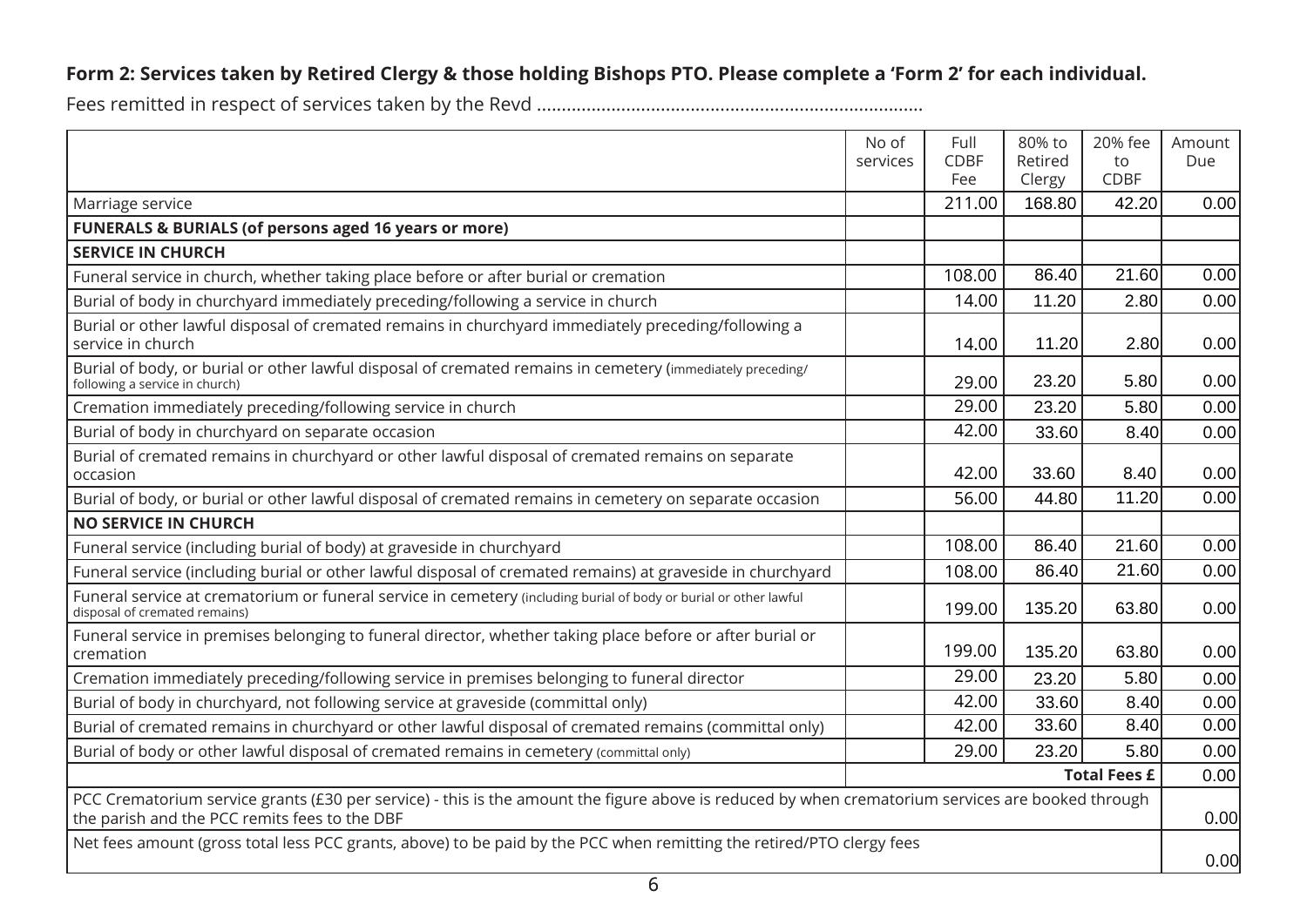**Form 2: Services taken by Retired Clergy & those holding Bishops PTO. Please complete a 'Form 2' for each individual.**

Fees remitted in respect of services taken by the Revd ..............................................................................

| | No of services | Full CDBF Fee | 80% to Retired Clergy | 20% fee to CDBF | Amount Due |
|---|---|---|---|---|---|
| Marriage service | | 211.00 | 168.80 | 42.20 | 0.00 |
| **FUNERALS & BURIALS (of persons aged 16 years or more)** | | | | | |
| **SERVICE IN CHURCH** | | | | | |
| Funeral service in church, whether taking place before or after burial or cremation | | 108.00 | 86.40 | 21.60 | 0.00 |
| Burial of body in churchyard immediately preceding/following a service in church | | 14.00 | 11.20 | 2.80 | 0.00 |
| Burial or other lawful disposal of cremated remains in churchyard immediately preceding/following a service in church | | 14.00 | 11.20 | 2.80 | 0.00 |
| Burial of body, or burial or other lawful disposal of cremated remains in cemetery (immediately preceding/following a service in church) | | 29.00 | 23.20 | 5.80 | 0.00 |
| Cremation immediately preceding/following service in church | | 29.00 | 23.20 | 5.80 | 0.00 |
| Burial of body in churchyard on separate occasion | | 42.00 | 33.60 | 8.40 | 0.00 |
| Burial of cremated remains in churchyard or other lawful disposal of cremated remains on separate occasion | | 42.00 | 33.60 | 8.40 | 0.00 |
| Burial of body, or burial or other lawful disposal of cremated remains in cemetery on separate occasion | | 56.00 | 44.80 | 11.20 | 0.00 |
| **NO SERVICE IN CHURCH** | | | | | |
| Funeral service (including burial of body) at graveside in churchyard | | 108.00 | 86.40 | 21.60 | 0.00 |
| Funeral service (including burial or other lawful disposal of cremated remains) at graveside in churchyard | | 108.00 | 86.40 | 21.60 | 0.00 |
| Funeral service at crematorium or funeral service in cemetery (including burial of body or burial or other lawful disposal of cremated remains) | | 199.00 | 135.20 | 63.80 | 0.00 |
| Funeral service in premises belonging to funeral director, whether taking place before or after burial or cremation | | 199.00 | 135.20 | 63.80 | 0.00 |
| Cremation immediately preceding/following service in premises belonging to funeral director | | 29.00 | 23.20 | 5.80 | 0.00 |
| Burial of body in churchyard, not following service at graveside (committal only) | | 42.00 | 33.60 | 8.40 | 0.00 |
| Burial of cremated remains in churchyard or other lawful disposal of cremated remains (committal only) | | 42.00 | 33.60 | 8.40 | 0.00 |
| Burial of body or other lawful disposal of cremated remains in cemetery (committal only) | | 29.00 | 23.20 | 5.80 | 0.00 |
| | | | | **Total Fees £** | 0.00 |
| PCC Crematorium service grants (£30 per service) - this is the amount the figure above is reduced by when crematorium services are booked through the parish and the PCC remits fees to the DBF | | | | | 0.00 |
| Net fees amount (gross total less PCC grants, above) to be paid by the PCC when remitting the retired/PTO clergy fees | | | | | 0.00 |